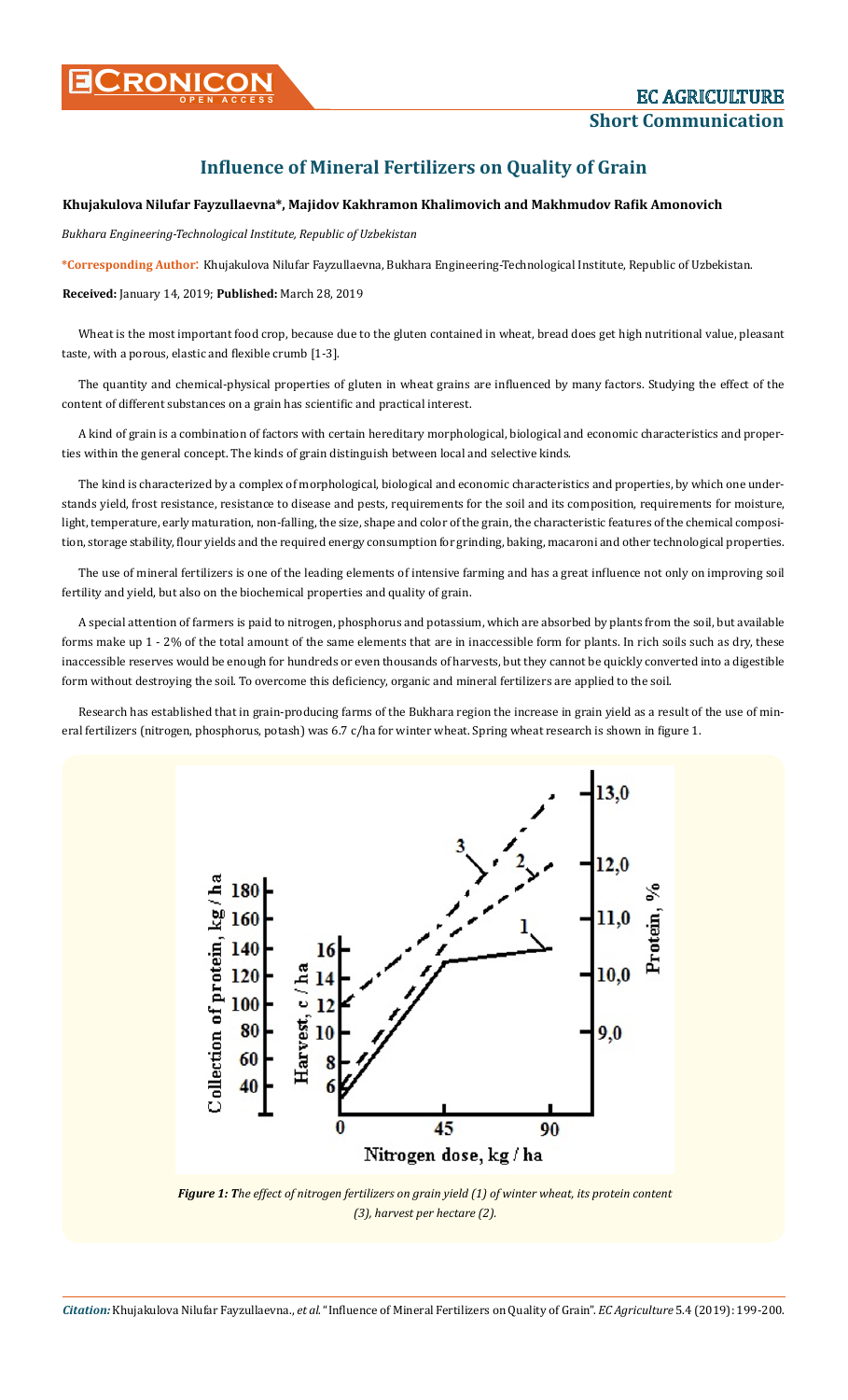# Influence of Mineral Fertilizers on Quality of Grain

**Khujakulova Nilufar Fayzullaevna\*, Majidov Kakhramon Khalimovich and Makhmudov Rafik Amonovich**

*Bukhara Engineering-Technological Institute, Republic of Uzbekistan*

**\*Corresponding Author**: Khujakulova Nilufar Fayzullaevna, Bukhara Engineering-Technological Institute, Republic of Uzbekistan.

**Received:** January 14, 2019; **Published:** March 28, 2019

Wheat is the most important food crop, because due to the gluten contained in wheat, bread does get high nutritional value, pleasant taste, with a porous, elastic and flexible crumb [1-3].

The quantity and chemical-physical properties of gluten in wheat grains are influenced by many factors. Studying the effect of the content of different substances on a grain has scientific and practical interest.

A kind of grain is a combination of factors with certain hereditary morphological, biological and economic characteristics and properties within the general concept. The kinds of grain distinguish between local and selective kinds.

The kind is characterized by a complex of morphological, biological and economic characteristics and properties, by which one understands yield, frost resistance, resistance to disease and pests, requirements for the soil and its composition, requirements for moisture, light, temperature, early maturation, non-falling, the size, shape and color of the grain, the characteristic features of the chemical composition, storage stability, flour yields and the required energy consumption for grinding, baking, macaroni and other technological properties.

The use of mineral fertilizers is one of the leading elements of intensive farming and has a great influence not only on improving soil fertility and yield, but also on the biochemical properties and quality of grain.

A special attention of farmers is paid to nitrogen, phosphorus and potassium, which are absorbed by plants from the soil, but available forms make up 1 - 2% of the total amount of the same elements that are in inaccessible form for plants. In rich soils such as dry, these inaccessible reserves would be enough for hundreds or even thousands of harvests, but they cannot be quickly converted into a digestible form without destroying the soil. To overcome this deficiency, organic and mineral fertilizers are applied to the soil.

Research has established that in grain-producing farms of the Bukhara region the increase in grain yield as a result of the use of mineral fertilizers (nitrogen, phosphorus, potash) was 6.7 c/ha for winter wheat. Spring wheat research is shown in figure 1.

*Figure 1: The effect of nitrogen fertilizers on grain yield (1) of winter wheat, its protein content (3), harvest per hectare (2).*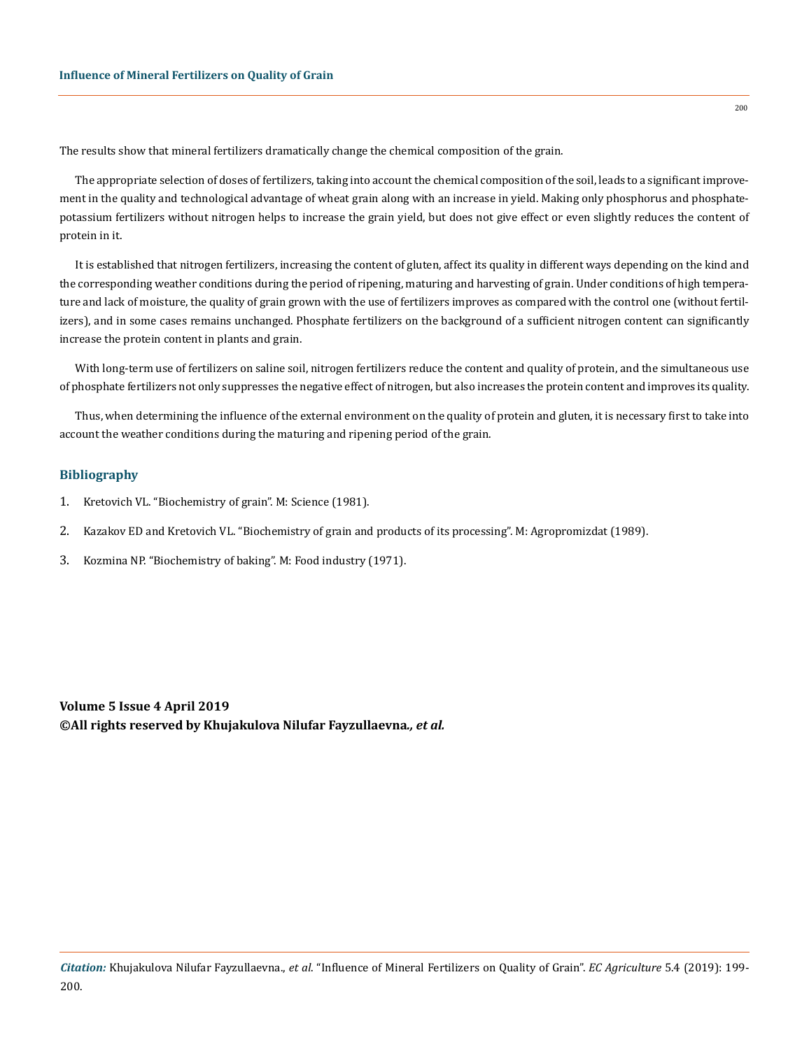The results show that mineral fertilizers dramatically change the chemical composition of the grain.

The appropriate selection of doses of fertilizers, taking into account the chemical composition of the soil, leads to a significant improvement in the quality and technological advantage of wheat grain along with an increase in yield. Making only phosphorus and phosphate-potassium fertilizers without nitrogen helps to increase the grain yield, but does not give effect or even slightly reduces the content of protein in it.

It is established that nitrogen fertilizers, increasing the content of gluten, affect its quality in different ways depending on the kind and the corresponding weather conditions during the period of ripening, maturing and harvesting of grain. Under conditions of high temperature and lack of moisture, the quality of grain grown with the use of fertilizers improves as compared with the control one (without fertilizers), and in some cases remains unchanged. Phosphate fertilizers on the background of a sufficient nitrogen content can significantly increase the protein content in plants and grain.

With long-term use of fertilizers on saline soil, nitrogen fertilizers reduce the content and quality of protein, and the simultaneous use of phosphate fertilizers not only suppresses the negative effect of nitrogen, but also increases the protein content and improves its quality.

Thus, when determining the influence of the external environment on the quality of protein and gluten, it is necessary first to take into account the weather conditions during the maturing and ripening period of the grain.

## Bibliography

1. Kretovich VL. "Biochemistry of grain". M: Science (1981).
2. Kazakov ED and Kretovich VL. "Biochemistry of grain and products of its processing". M: Agropromizdat (1989).
3. Kozmina NP. "Biochemistry of baking". M: Food industry (1971).

**©All rights reserved by Khujakulova Nilufar Fayzullaevna*., et al.***